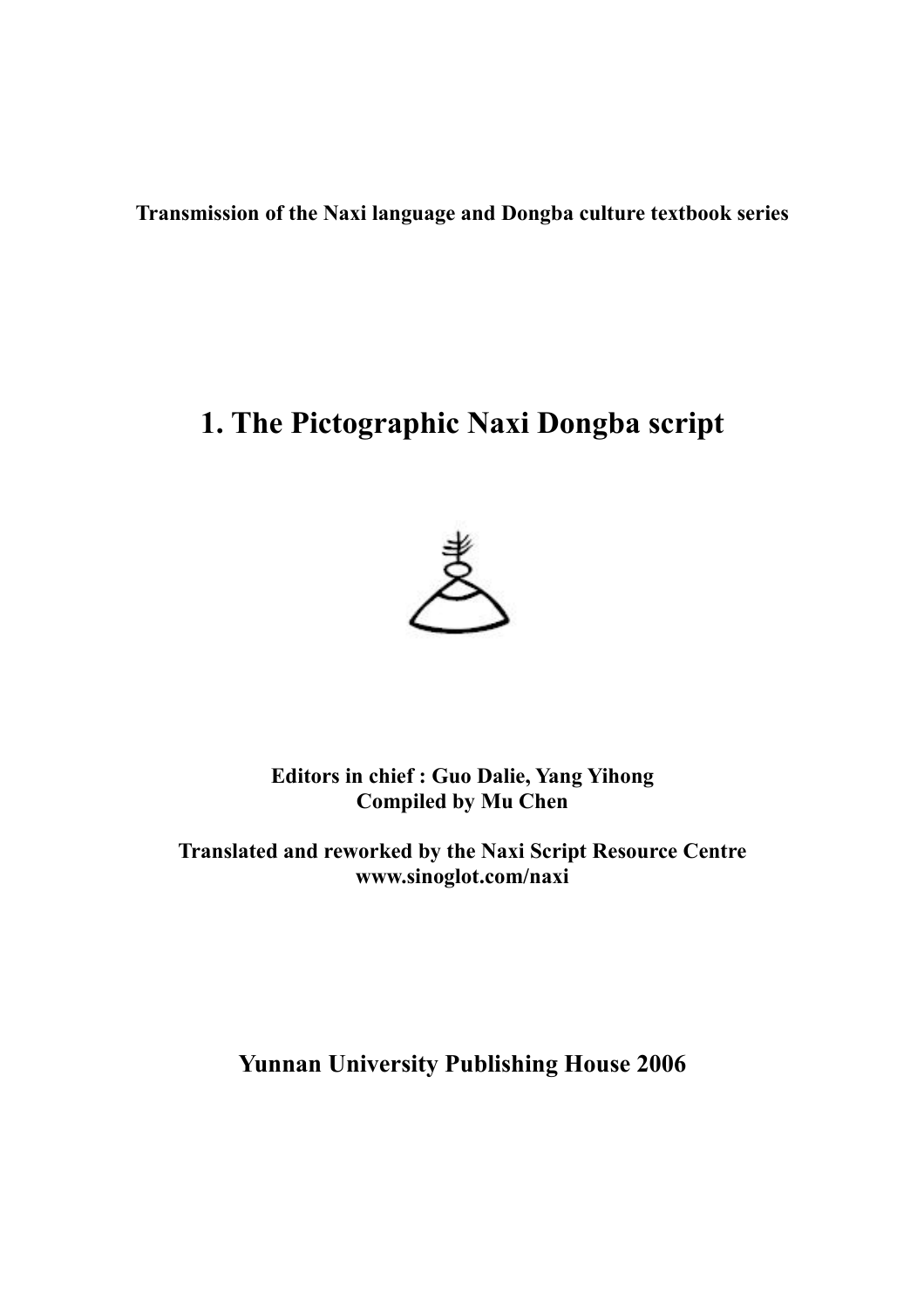**Transmission of the Naxi language and Dongba culture textbook series**

# 1. The Pictographic Naxi Dongba script

**Editors in chief : Guo Dalie, Yang Yihong**
**Compiled by Mu Chen**

**Translated and reworked by the Naxi Script Resource Centre**
**www.sinoglot.com/naxi**

**Yunnan University Publishing House 2006**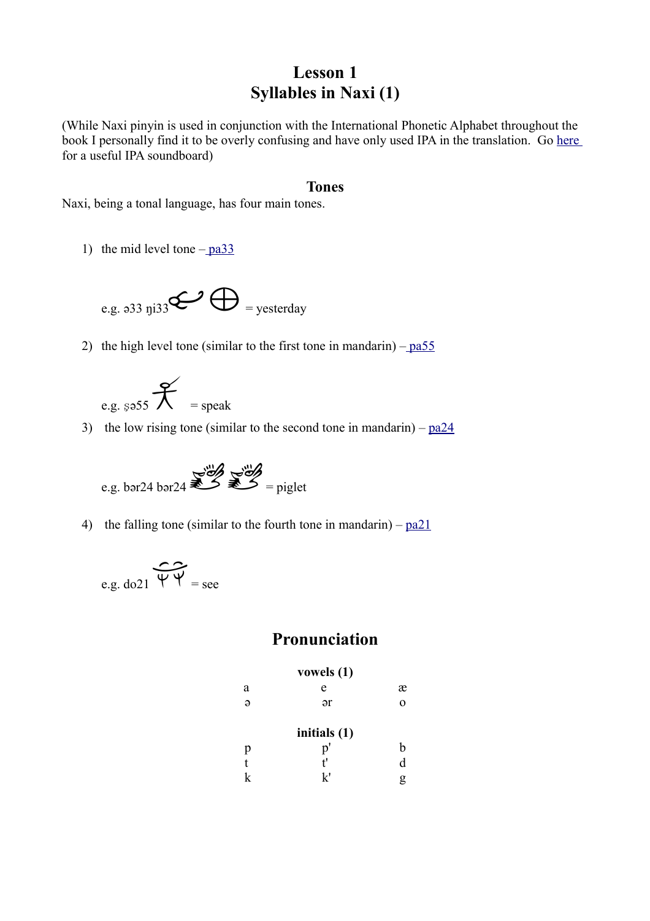# Lesson 1
# Syllables in Naxi (1)

(While Naxi pinyin is used in conjunction with the International Phonetic Alphabet throughout the book I personally find it to be overly confusing and have only used IPA in the translation. Go [here](#) for a useful IPA soundboard)

## Tones

Naxi, being a tonal language, has four main tones.

1) the mid level tone – [pa33](#)

   e.g. ə33 ɲi33 = yesterday

2) the high level tone (similar to the first tone in mandarin) – [pa55](#)

   e.g. ʂə55 = speak

3) the low rising tone (similar to the second tone in mandarin) – [pa24](#)

   e.g. bər24 bər24 = piglet

4) the falling tone (similar to the fourth tone in mandarin) – [pa21](#)

   e.g. do21 = see

## Pronunciation

**vowels (1)**

| a | e | æ |
|---|---|---|
| ə | ər | o |

**initials (1)**

| p | p' | b |
|---|---|---|
| t | t' | d |
| k | k' | g |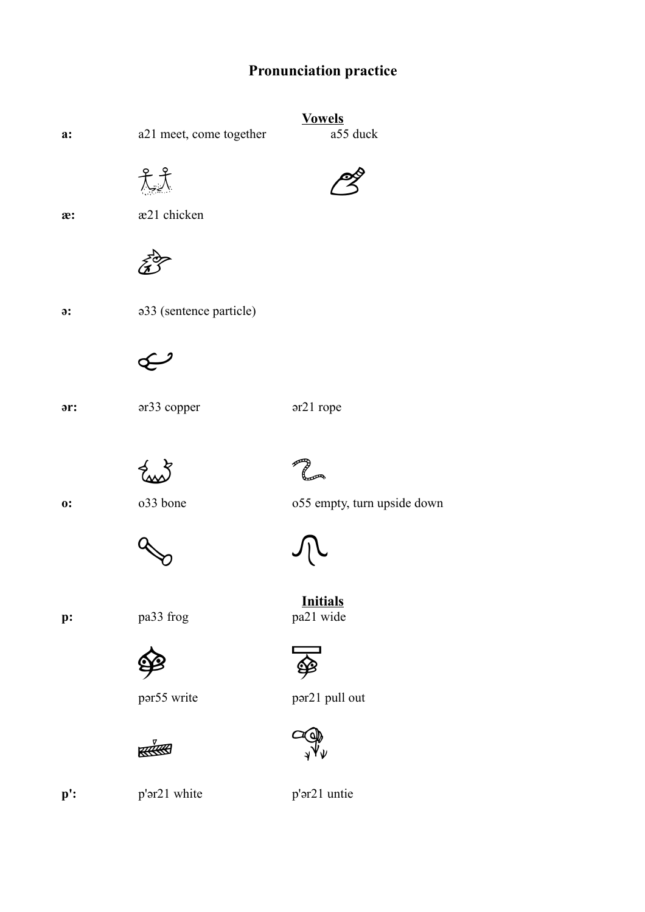# Pronunciation practice

## Vowels

**a:** a21 meet, come together — a55 duck

**æ:** æ21 chicken

**ə:** ə33 (sentence particle)

**ər:** ər33 copper — ər21 rope

**o:** o33 bone — o55 empty, turn upside down

## Initials

**p:** pa33 frog — pa21 wide

pər55 write — pər21 pull out

**p':** p'ər21 white — p'ər21 untie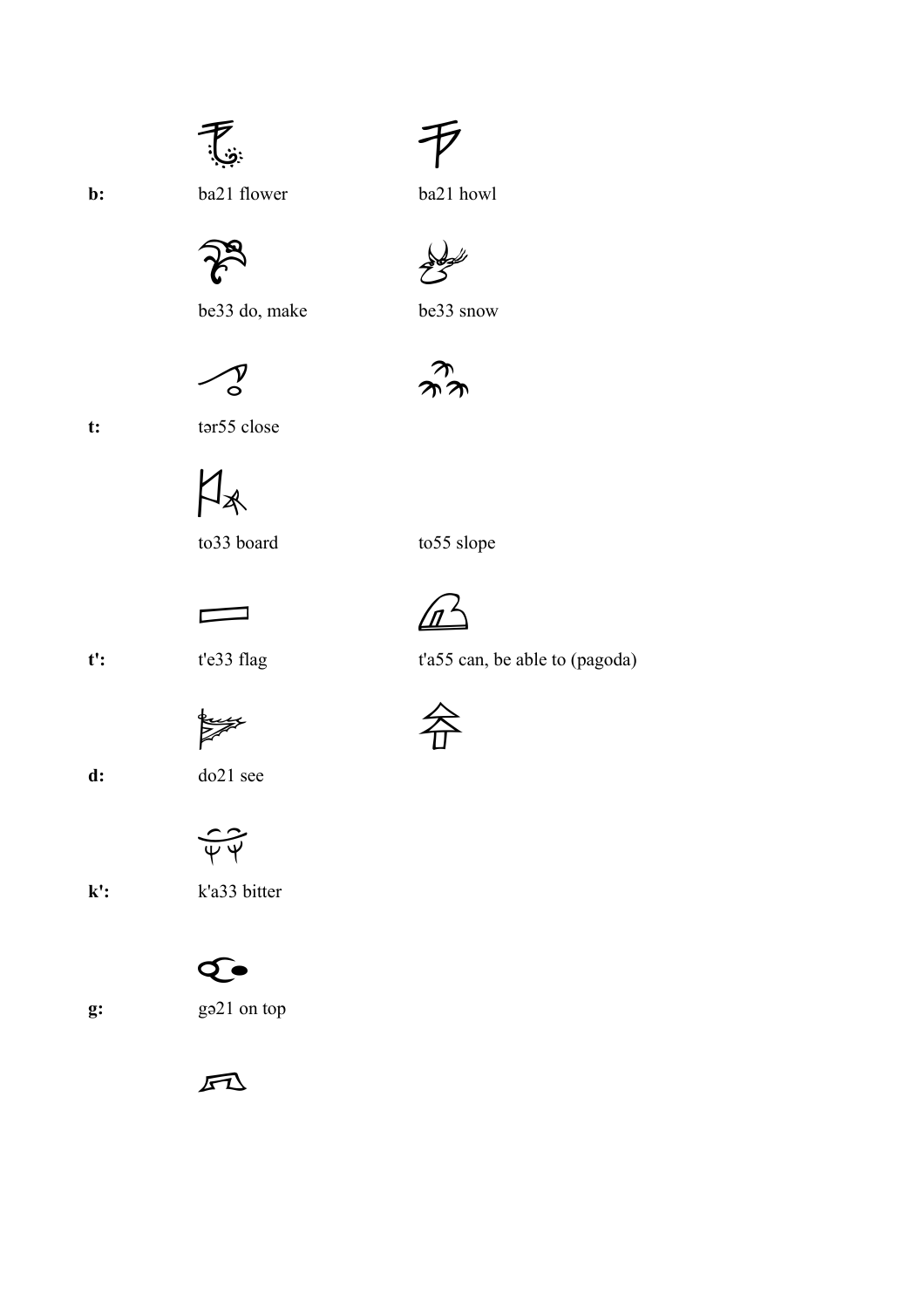**b:** ba21 flower — ba21 howl

be33 do, make — be33 snow

**t:** tər55 close

to33 board — to55 slope

**t':** t'e33 flag — t'a55 can, be able to (pagoda)

**d:** do21 see

**k':** k'a33 bitter

**g:** gə21 on top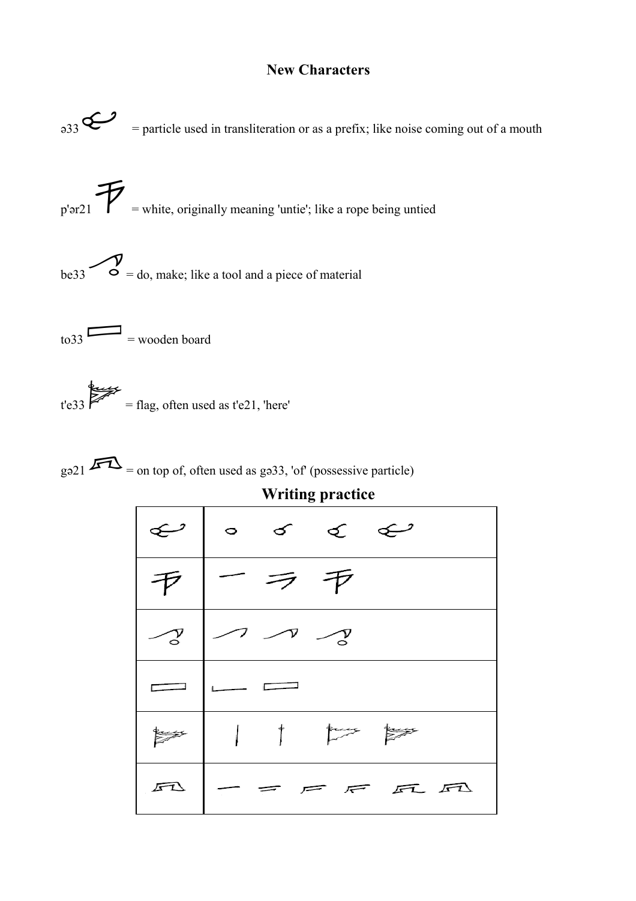## New Characters

ə33 = particle used in transliteration or as a prefix; like noise coming out of a mouth

p'ər21 = white, originally meaning 'untie'; like a rope being untied

be33 = do, make; like a tool and a piece of material

to33 = wooden board

t'e33 = flag, often used as t'e21, 'here'

gə21 = on top of, often used as gə33, 'of' (possessive particle)

## Writing practice